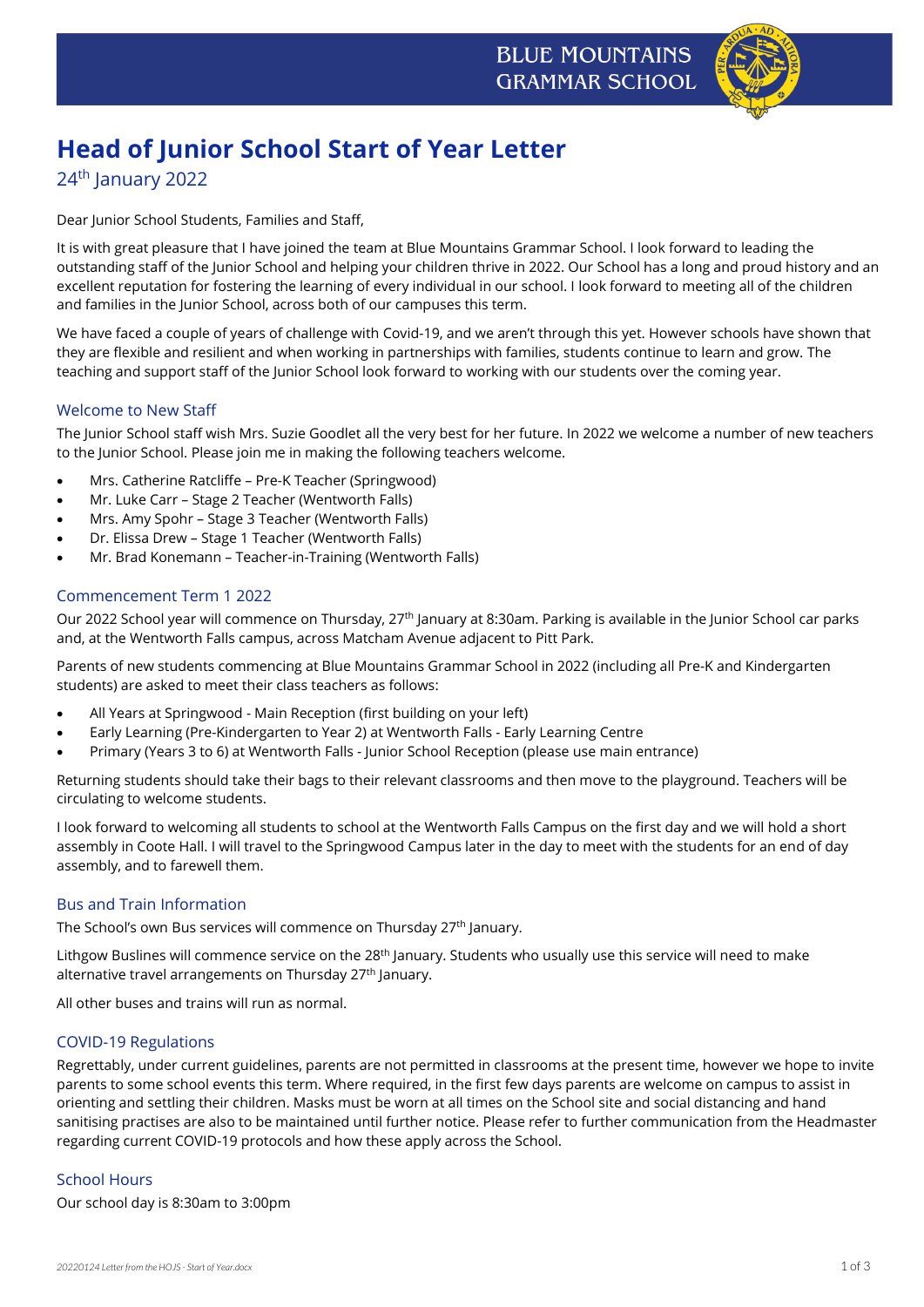BLUE MOUNTAINS GRAMMAR SCHOOL

# Head of Junior School Start of Year Letter

24th January 2022

Dear Junior School Students, Families and Staff,

It is with great pleasure that I have joined the team at Blue Mountains Grammar School. I look forward to leading the outstanding staff of the Junior School and helping your children thrive in 2022. Our School has a long and proud history and an excellent reputation for fostering the learning of every individual in our school. I look forward to meeting all of the children and families in the Junior School, across both of our campuses this term.

We have faced a couple of years of challenge with Covid-19, and we aren't through this yet. However schools have shown that they are flexible and resilient and when working in partnerships with families, students continue to learn and grow. The teaching and support staff of the Junior School look forward to working with our students over the coming year.

## Welcome to New Staff

The Junior School staff wish Mrs. Suzie Goodlet all the very best for her future. In 2022 we welcome a number of new teachers to the Junior School. Please join me in making the following teachers welcome.

- Mrs. Catherine Ratcliffe – Pre-K Teacher (Springwood)
- Mr. Luke Carr – Stage 2 Teacher (Wentworth Falls)
- Mrs. Amy Spohr – Stage 3 Teacher (Wentworth Falls)
- Dr. Elissa Drew – Stage 1 Teacher (Wentworth Falls)
- Mr. Brad Konemann – Teacher-in-Training (Wentworth Falls)

## Commencement Term 1 2022

Our 2022 School year will commence on Thursday, 27th January at 8:30am. Parking is available in the Junior School car parks and, at the Wentworth Falls campus, across Matcham Avenue adjacent to Pitt Park.

Parents of new students commencing at Blue Mountains Grammar School in 2022 (including all Pre-K and Kindergarten students) are asked to meet their class teachers as follows:

- All Years at Springwood - Main Reception (first building on your left)
- Early Learning (Pre-Kindergarten to Year 2) at Wentworth Falls - Early Learning Centre
- Primary (Years 3 to 6) at Wentworth Falls - Junior School Reception (please use main entrance)

Returning students should take their bags to their relevant classrooms and then move to the playground. Teachers will be circulating to welcome students.

I look forward to welcoming all students to school at the Wentworth Falls Campus on the first day and we will hold a short assembly in Coote Hall. I will travel to the Springwood Campus later in the day to meet with the students for an end of day assembly, and to farewell them.

## Bus and Train Information

The School's own Bus services will commence on Thursday 27th January.

Lithgow Buslines will commence service on the 28th January. Students who usually use this service will need to make alternative travel arrangements on Thursday 27th January.

All other buses and trains will run as normal.

## COVID-19 Regulations

Regrettably, under current guidelines, parents are not permitted in classrooms at the present time, however we hope to invite parents to some school events this term. Where required, in the first few days parents are welcome on campus to assist in orienting and settling their children. Masks must be worn at all times on the School site and social distancing and hand sanitising practises are also to be maintained until further notice. Please refer to further communication from the Headmaster regarding current COVID-19 protocols and how these apply across the School.

## School Hours

Our school day is 8:30am to 3:00pm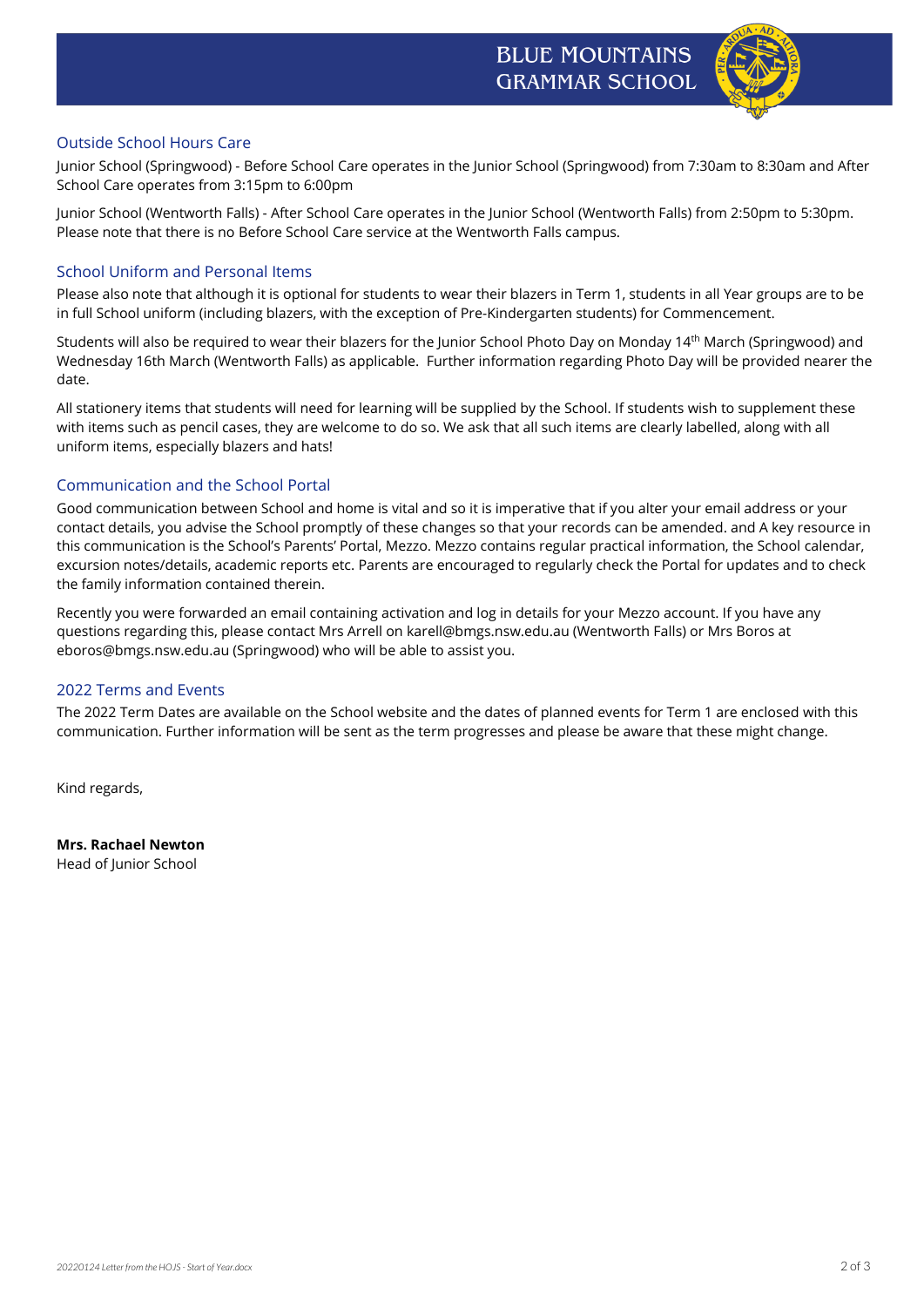## Outside School Hours Care

Junior School (Springwood) - Before School Care operates in the Junior School (Springwood) from 7:30am to 8:30am and After School Care operates from 3:15pm to 6:00pm

Junior School (Wentworth Falls) - After School Care operates in the Junior School (Wentworth Falls) from 2:50pm to 5:30pm. Please note that there is no Before School Care service at the Wentworth Falls campus.

## School Uniform and Personal Items

Please also note that although it is optional for students to wear their blazers in Term 1, students in all Year groups are to be in full School uniform (including blazers, with the exception of Pre-Kindergarten students) for Commencement.

Students will also be required to wear their blazers for the Junior School Photo Day on Monday 14th March (Springwood) and Wednesday 16th March (Wentworth Falls) as applicable. Further information regarding Photo Day will be provided nearer the date.

All stationery items that students will need for learning will be supplied by the School. If students wish to supplement these with items such as pencil cases, they are welcome to do so. We ask that all such items are clearly labelled, along with all uniform items, especially blazers and hats!

## Communication and the School Portal

Good communication between School and home is vital and so it is imperative that if you alter your email address or your contact details, you advise the School promptly of these changes so that your records can be amended. and A key resource in this communication is the School's Parents' Portal, Mezzo. Mezzo contains regular practical information, the School calendar, excursion notes/details, academic reports etc. Parents are encouraged to regularly check the Portal for updates and to check the family information contained therein.

Recently you were forwarded an email containing activation and log in details for your Mezzo account. If you have any questions regarding this, please contact Mrs Arrell on karell@bmgs.nsw.edu.au (Wentworth Falls) or Mrs Boros at eboros@bmgs.nsw.edu.au (Springwood) who will be able to assist you.

## 2022 Terms and Events

The 2022 Term Dates are available on the School website and the dates of planned events for Term 1 are enclosed with this communication. Further information will be sent as the term progresses and please be aware that these might change.

Kind regards,

**Mrs. Rachael Newton**
Head of Junior School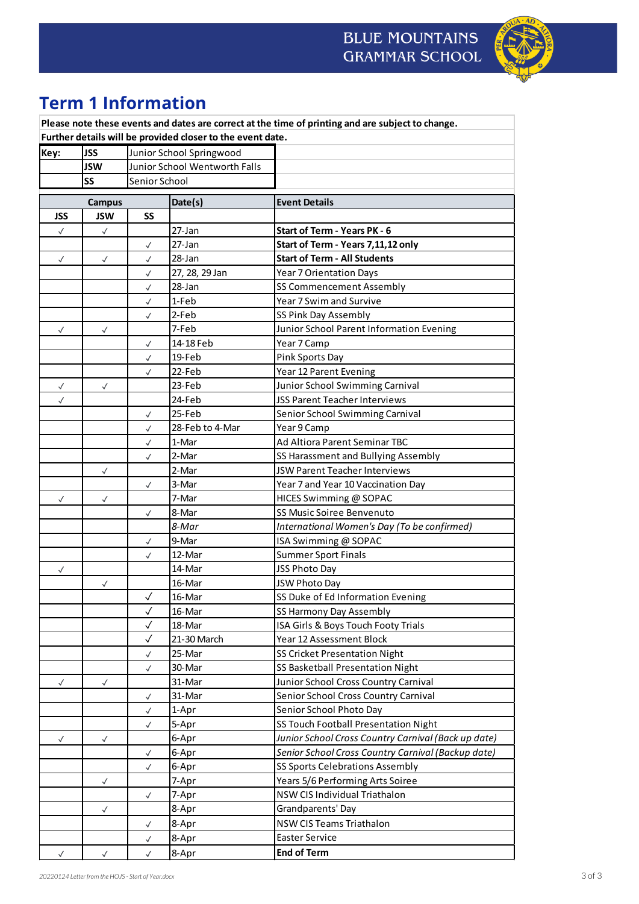## Term 1 Information

**Please note these events and dates are correct at the time of printing and are subject to change.**
**Further details will be provided closer to the event date.**

| | | |
|---|---|---|
| **Key:** | **JSS** | Junior School Springwood |
| | **JSW** | Junior School Wentworth Falls |
| | **SS** | Senior School |

| **Campus** | | | **Date(s)** | **Event Details** |
|---|---|---|---|---|
| **JSS** | **JSW** | **SS** | | |
| ✓ | ✓ | | 27-Jan | **Start of Term - Years PK - 6** |
| | | ✓ | 27-Jan | **Start of Term - Years 7,11,12 only** |
| ✓ | ✓ | ✓ | 28-Jan | **Start of Term - All Students** |
| | | ✓ | 27, 28, 29 Jan | Year 7 Orientation Days |
| | | ✓ | 28-Jan | SS Commencement Assembly |
| | | ✓ | 1-Feb | Year 7 Swim and Survive |
| | | ✓ | 2-Feb | SS Pink Day Assembly |
| ✓ | ✓ | | 7-Feb | Junior School Parent Information Evening |
| | | ✓ | 14-18 Feb | Year 7 Camp |
| | | ✓ | 19-Feb | Pink Sports Day |
| | | ✓ | 22-Feb | Year 12 Parent Evening |
| ✓ | ✓ | | 23-Feb | Junior School Swimming Carnival |
| ✓ | | | 24-Feb | JSS Parent Teacher Interviews |
| | | ✓ | 25-Feb | Senior School Swimming Carnival |
| | | ✓ | 28-Feb to 4-Mar | Year 9 Camp |
| | | ✓ | 1-Mar | Ad Altiora Parent Seminar TBC |
| | | ✓ | 2-Mar | SS Harassment and Bullying Assembly |
| | ✓ | | 2-Mar | JSW Parent Teacher Interviews |
| | | ✓ | 3-Mar | Year 7 and Year 10 Vaccination Day |
| ✓ | ✓ | | 7-Mar | HICES Swimming @ SOPAC |
| | | ✓ | 8-Mar | SS Music Soiree Benvenuto |
| | | | *8-Mar* | *International Women's Day (To be confirmed)* |
| | | ✓ | 9-Mar | ISA Swimming @ SOPAC |
| | | ✓ | 12-Mar | Summer Sport Finals |
| ✓ | | | 14-Mar | JSS Photo Day |
| | ✓ | | 16-Mar | JSW Photo Day |
| | | ✓ | 16-Mar | SS Duke of Ed Information Evening |
| | | ✓ | 16-Mar | SS Harmony Day Assembly |
| | | ✓ | 18-Mar | ISA Girls & Boys Touch Footy Trials |
| | | ✓ | 21-30 March | Year 12 Assessment Block |
| | | ✓ | 25-Mar | SS Cricket Presentation Night |
| | | ✓ | 30-Mar | SS Basketball Presentation Night |
| ✓ | ✓ | | 31-Mar | Junior School Cross Country Carnival |
| | | ✓ | 31-Mar | Senior School Cross Country Carnival |
| | | ✓ | 1-Apr | Senior School Photo Day |
| | | ✓ | 5-Apr | SS Touch Football Presentation Night |
| ✓ | ✓ | | 6-Apr | *Junior School Cross Country Carnival (Back up date)* |
| | | ✓ | 6-Apr | *Senior School Cross Country Carnival (Backup date)* |
| | | ✓ | 6-Apr | SS Sports Celebrations Assembly |
| | ✓ | | 7-Apr | Years 5/6 Performing Arts Soiree |
| | | ✓ | 7-Apr | NSW CIS Individual Triathalon |
| | ✓ | | 8-Apr | Grandparents' Day |
| | | ✓ | 8-Apr | NSW CIS Teams Triathalon |
| | | ✓ | 8-Apr | Easter Service |
| ✓ | ✓ | ✓ | 8-Apr | **End of Term** |

*20220124 Letter from the HOJS - Start of Year.docx*